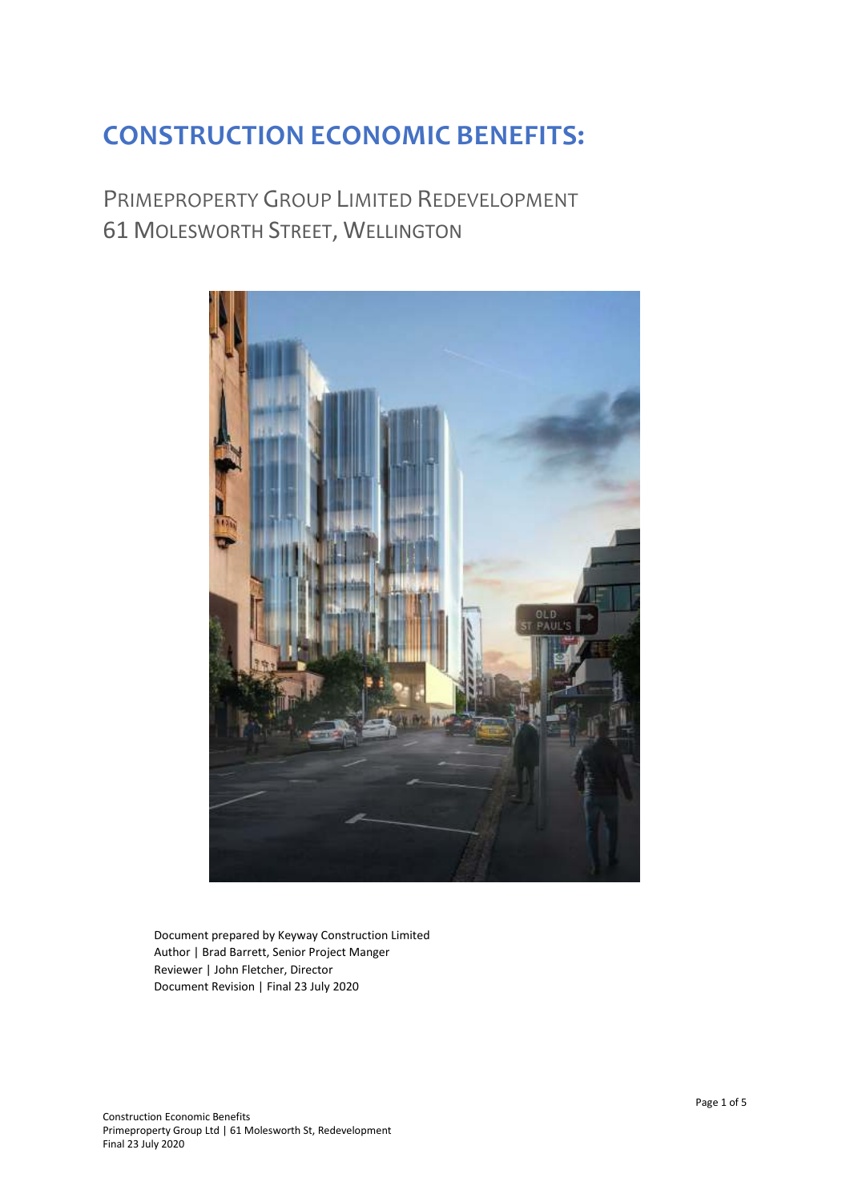# CONSTRUCTION ECONOMIC BENEFITS:

## PRIMEPROPERTY GROUP LIMITED REDEVELOPMENT
## 61 MOLESWORTH STREET, WELLINGTON

Document prepared by Keyway Construction Limited
Author | Brad Barrett, Senior Project Manger
Reviewer | John Fletcher, Director
Document Revision | Final 23 July 2020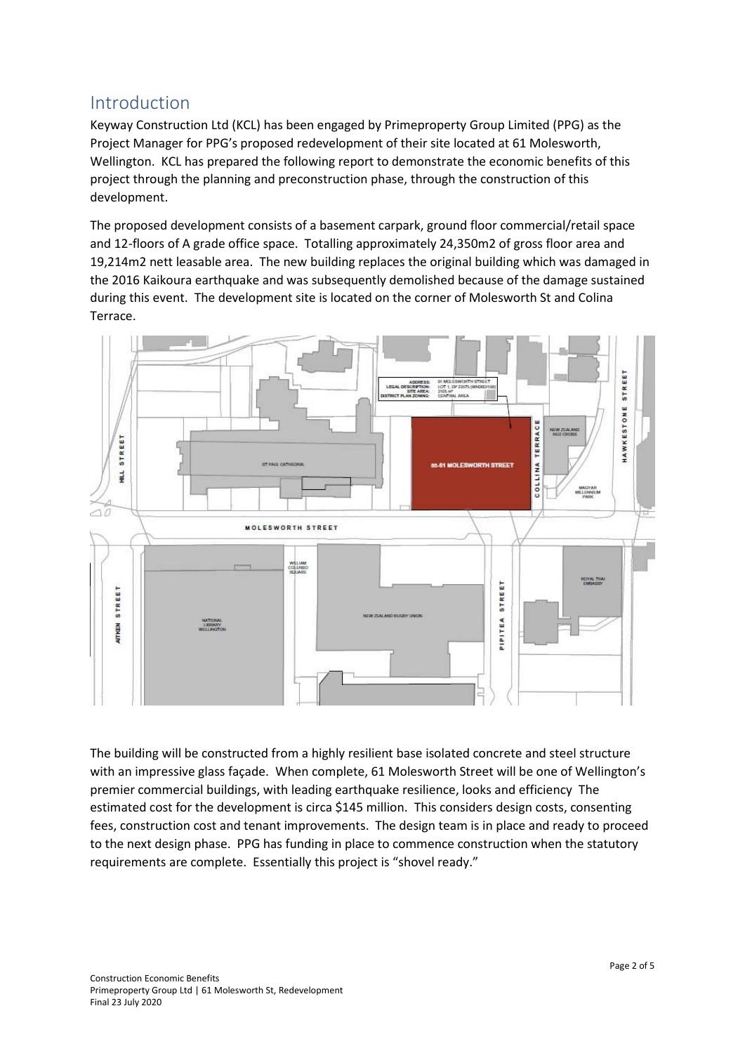## Introduction

Keyway Construction Ltd (KCL) has been engaged by Primeproperty Group Limited (PPG) as the Project Manager for PPG's proposed redevelopment of their site located at 61 Molesworth, Wellington. KCL has prepared the following report to demonstrate the economic benefits of this project through the planning and preconstruction phase, through the construction of this development.

The proposed development consists of a basement carpark, ground floor commercial/retail space and 12-floors of A grade office space. Totalling approximately 24,350m2 of gross floor area and 19,214m2 nett leasable area. The new building replaces the original building which was damaged in the 2016 Kaikoura earthquake and was subsequently demolished because of the damage sustained during this event. The development site is located on the corner of Molesworth St and Colina Terrace.

The building will be constructed from a highly resilient base isolated concrete and steel structure with an impressive glass façade. When complete, 61 Molesworth Street will be one of Wellington's premier commercial buildings, with leading earthquake resilience, looks and efficiency The estimated cost for the development is circa $145 million. This considers design costs, consenting fees, construction cost and tenant improvements. The design team is in place and ready to proceed to the next design phase. PPG has funding in place to commence construction when the statutory requirements are complete. Essentially this project is "shovel ready."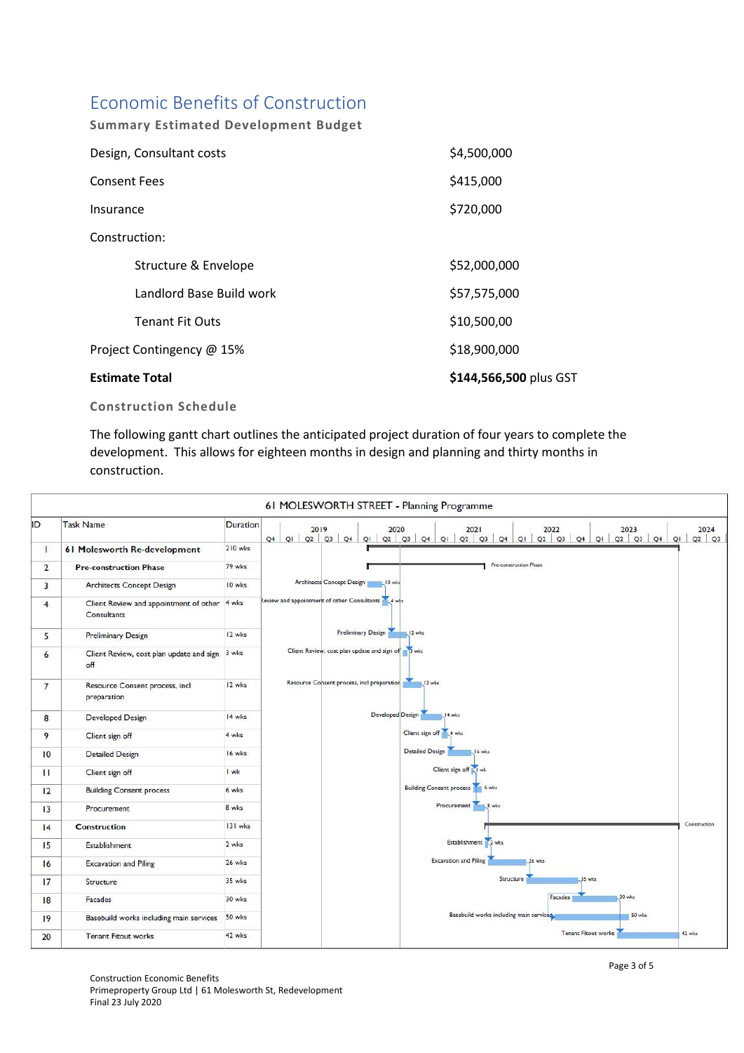# Economic Benefits of Construction

### Summary Estimated Development Budget

| | |
|---|---|
| Design, Consultant costs | $4,500,000 |
| Consent Fees | $415,000 |
| Insurance | $720,000 |
| Construction: | |
| Structure & Envelope | $52,000,000 |
| Landlord Base Build work | $57,575,000 |
| Tenant Fit Outs | $10,500,00 |
| Project Contingency @ 15% | $18,900,000 |
| **Estimate Total** | **$144,566,500** plus GST |

### Construction Schedule

The following gantt chart outlines the anticipated project duration of four years to complete the development. This allows for eighteen months in design and planning and thirty months in construction.

**61 MOLESWORTH STREET - Planning Programme**

| ID | Task Name | Duration |
|---|---|---|
| 1 | **61 Molesworth Re-development** | 210 wks |
| 2 | **Pre-construction Phase** | 79 wks |
| 3 | Architects Concept Design | 10 wks |
| 4 | Client Review and appointment of other Consultants | 4 wks |
| 5 | Preliminary Design | 12 wks |
| 6 | Client Review, cost plan update and sign off | 3 wks |
| 7 | Resource Consent process, incl preparation | 12 wks |
| 8 | Developed Design | 14 wks |
| 9 | Client sign off | 4 wks |
| 10 | Detailed Design | 16 wks |
| 11 | Client sign off | 1 wk |
| 12 | Building Consent process | 6 wks |
| 13 | Procurement | 8 wks |
| 14 | **Construction** | 131 wks |
| 15 | Establishment | 2 wks |
| 16 | Excavation and Piling | 26 wks |
| 17 | Structure | 35 wks |
| 18 | Facades | 30 wks |
| 19 | Basebuild works including main services | 50 wks |
| 20 | Tenant Fitout works | 42 wks |

Construction Economic Benefits
Primeproperty Group Ltd | 61 Molesworth St, Redevelopment
Final 23 July 2020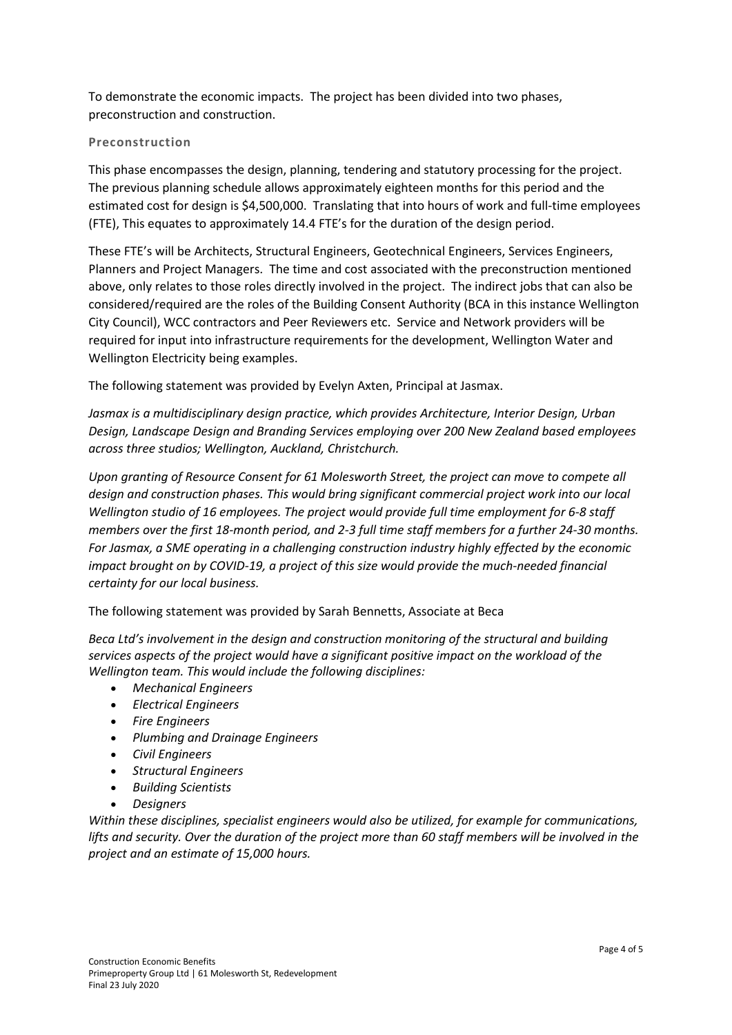To demonstrate the economic impacts. The project has been divided into two phases, preconstruction and construction.

### Preconstruction

This phase encompasses the design, planning, tendering and statutory processing for the project. The previous planning schedule allows approximately eighteen months for this period and the estimated cost for design is $4,500,000. Translating that into hours of work and full-time employees (FTE), This equates to approximately 14.4 FTE's for the duration of the design period.

These FTE's will be Architects, Structural Engineers, Geotechnical Engineers, Services Engineers, Planners and Project Managers. The time and cost associated with the preconstruction mentioned above, only relates to those roles directly involved in the project. The indirect jobs that can also be considered/required are the roles of the Building Consent Authority (BCA in this instance Wellington City Council), WCC contractors and Peer Reviewers etc. Service and Network providers will be required for input into infrastructure requirements for the development, Wellington Water and Wellington Electricity being examples.

The following statement was provided by Evelyn Axten, Principal at Jasmax.

*Jasmax is a multidisciplinary design practice, which provides Architecture, Interior Design, Urban Design, Landscape Design and Branding Services employing over 200 New Zealand based employees across three studios; Wellington, Auckland, Christchurch.*

*Upon granting of Resource Consent for 61 Molesworth Street, the project can move to compete all design and construction phases. This would bring significant commercial project work into our local Wellington studio of 16 employees. The project would provide full time employment for 6-8 staff members over the first 18-month period, and 2-3 full time staff members for a further 24-30 months. For Jasmax, a SME operating in a challenging construction industry highly effected by the economic impact brought on by COVID-19, a project of this size would provide the much-needed financial certainty for our local business.*

The following statement was provided by Sarah Bennetts, Associate at Beca

*Beca Ltd's involvement in the design and construction monitoring of the structural and building services aspects of the project would have a significant positive impact on the workload of the Wellington team. This would include the following disciplines:*

- *Mechanical Engineers*
- *Electrical Engineers*
- *Fire Engineers*
- *Plumbing and Drainage Engineers*
- *Civil Engineers*
- *Structural Engineers*
- *Building Scientists*
- *Designers*

*Within these disciplines, specialist engineers would also be utilized, for example for communications, lifts and security. Over the duration of the project more than 60 staff members will be involved in the project and an estimate of 15,000 hours.*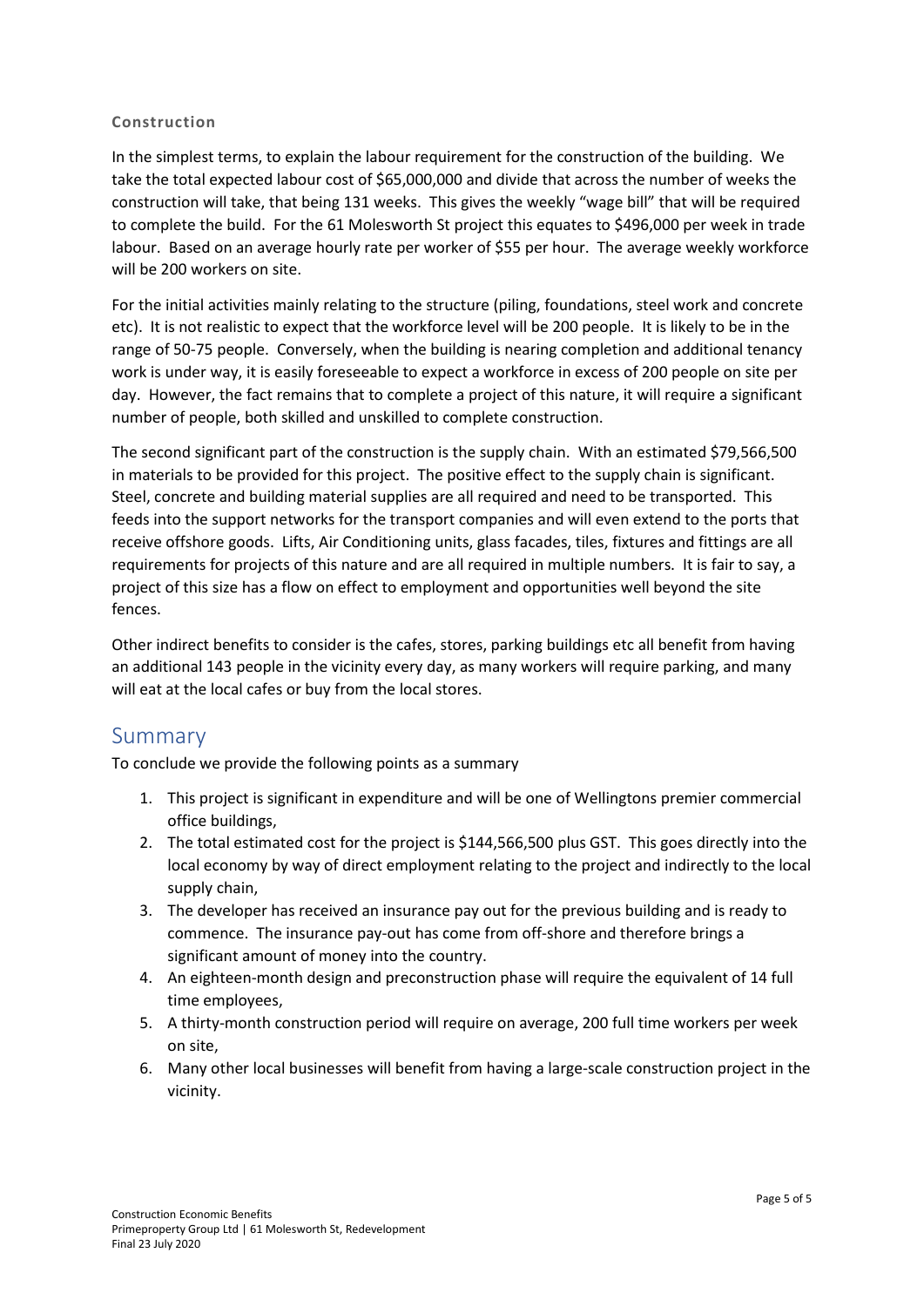### Construction

In the simplest terms, to explain the labour requirement for the construction of the building. We take the total expected labour cost of $65,000,000 and divide that across the number of weeks the construction will take, that being 131 weeks. This gives the weekly "wage bill" that will be required to complete the build. For the 61 Molesworth St project this equates to $496,000 per week in trade labour. Based on an average hourly rate per worker of $55 per hour. The average weekly workforce will be 200 workers on site.

For the initial activities mainly relating to the structure (piling, foundations, steel work and concrete etc). It is not realistic to expect that the workforce level will be 200 people. It is likely to be in the range of 50-75 people. Conversely, when the building is nearing completion and additional tenancy work is under way, it is easily foreseeable to expect a workforce in excess of 200 people on site per day. However, the fact remains that to complete a project of this nature, it will require a significant number of people, both skilled and unskilled to complete construction.

The second significant part of the construction is the supply chain. With an estimated $79,566,500 in materials to be provided for this project. The positive effect to the supply chain is significant. Steel, concrete and building material supplies are all required and need to be transported. This feeds into the support networks for the transport companies and will even extend to the ports that receive offshore goods. Lifts, Air Conditioning units, glass facades, tiles, fixtures and fittings are all requirements for projects of this nature and are all required in multiple numbers. It is fair to say, a project of this size has a flow on effect to employment and opportunities well beyond the site fences.

Other indirect benefits to consider is the cafes, stores, parking buildings etc all benefit from having an additional 143 people in the vicinity every day, as many workers will require parking, and many will eat at the local cafes or buy from the local stores.

## Summary

To conclude we provide the following points as a summary

1. This project is significant in expenditure and will be one of Wellingtons premier commercial office buildings,
2. The total estimated cost for the project is $144,566,500 plus GST. This goes directly into the local economy by way of direct employment relating to the project and indirectly to the local supply chain,
3. The developer has received an insurance pay out for the previous building and is ready to commence. The insurance pay-out has come from off-shore and therefore brings a significant amount of money into the country.
4. An eighteen-month design and preconstruction phase will require the equivalent of 14 full time employees,
5. A thirty-month construction period will require on average, 200 full time workers per week on site,
6. Many other local businesses will benefit from having a large-scale construction project in the vicinity.